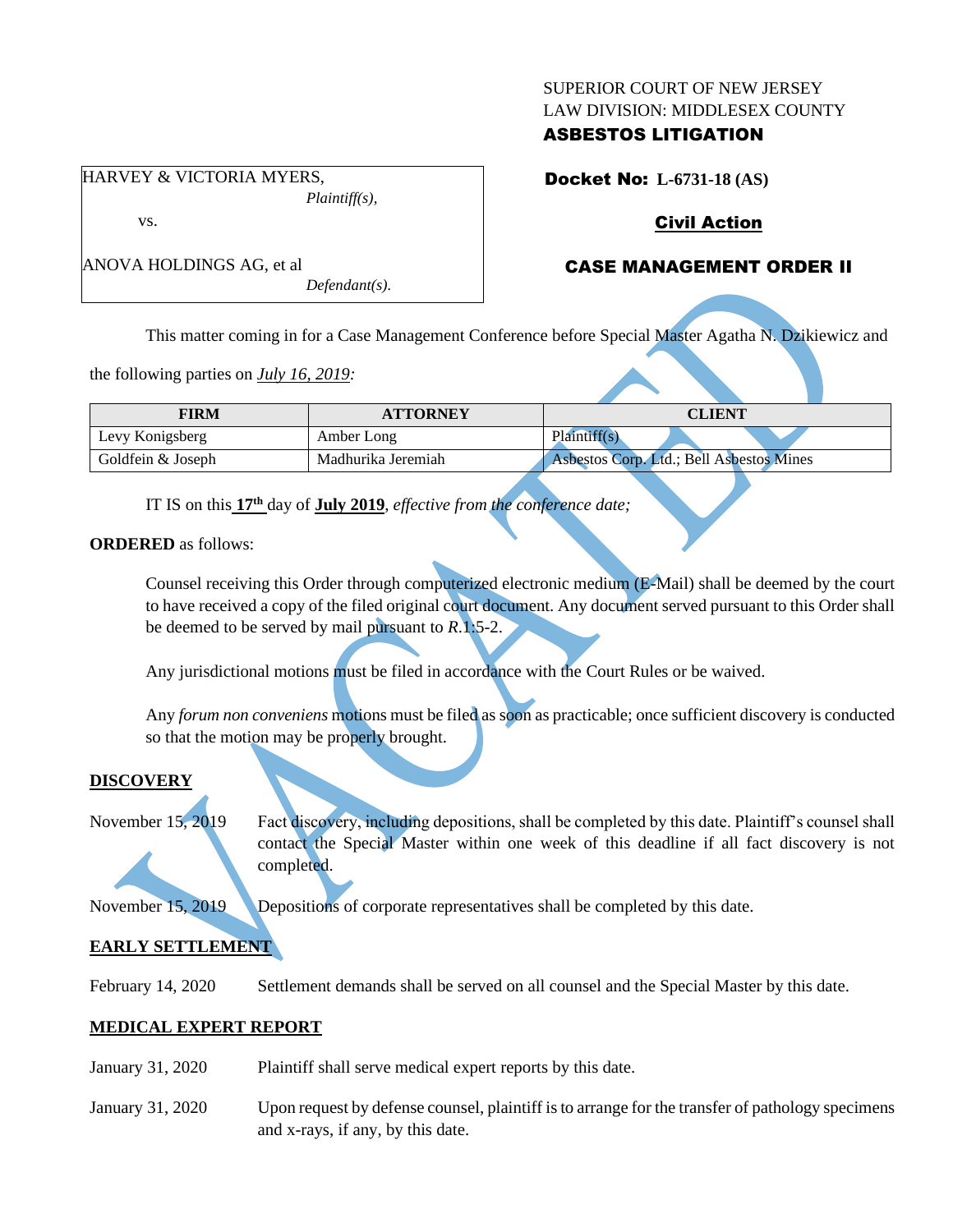SUPERIOR COURT OF NEW JERSEY
LAW DIVISION: MIDDLESEX COUNTY
**ASBESTOS LITIGATION**

HARVEY & VICTORIA MYERS,
*Plaintiff(s),*

vs.

ANOVA HOLDINGS AG, et al
*Defendant(s).*

**Docket No: L-6731-18 (AS)**

**Civil Action**

**CASE MANAGEMENT ORDER II**

This matter coming in for a Case Management Conference before Special Master Agatha N. Dzikiewicz and the following parties on *July 16, 2019:*

| FIRM | ATTORNEY | CLIENT |
|---|---|---|
| Levy Konigsberg | Amber Long | Plaintiff(s) |
| Goldfein & Joseph | Madhurika Jeremiah | Asbestos Corp. Ltd.; Bell Asbestos Mines |

IT IS on this **17th** day of **July 2019**, *effective from the conference date;*

**ORDERED** as follows:

Counsel receiving this Order through computerized electronic medium (E-Mail) shall be deemed by the court to have received a copy of the filed original court document. Any document served pursuant to this Order shall be deemed to be served by mail pursuant to *R*.1:5-2.

Any jurisdictional motions must be filed in accordance with the Court Rules or be waived.

Any *forum non conveniens* motions must be filed as soon as practicable; once sufficient discovery is conducted so that the motion may be properly brought.

**DISCOVERY**

November 15, 2019 Fact discovery, including depositions, shall be completed by this date. Plaintiff's counsel shall contact the Special Master within one week of this deadline if all fact discovery is not completed.

November 15, 2019 Depositions of corporate representatives shall be completed by this date.

**EARLY SETTLEMENT**

February 14, 2020 Settlement demands shall be served on all counsel and the Special Master by this date.

**MEDICAL EXPERT REPORT**

January 31, 2020 Plaintiff shall serve medical expert reports by this date.

January 31, 2020 Upon request by defense counsel, plaintiff is to arrange for the transfer of pathology specimens and x-rays, if any, by this date.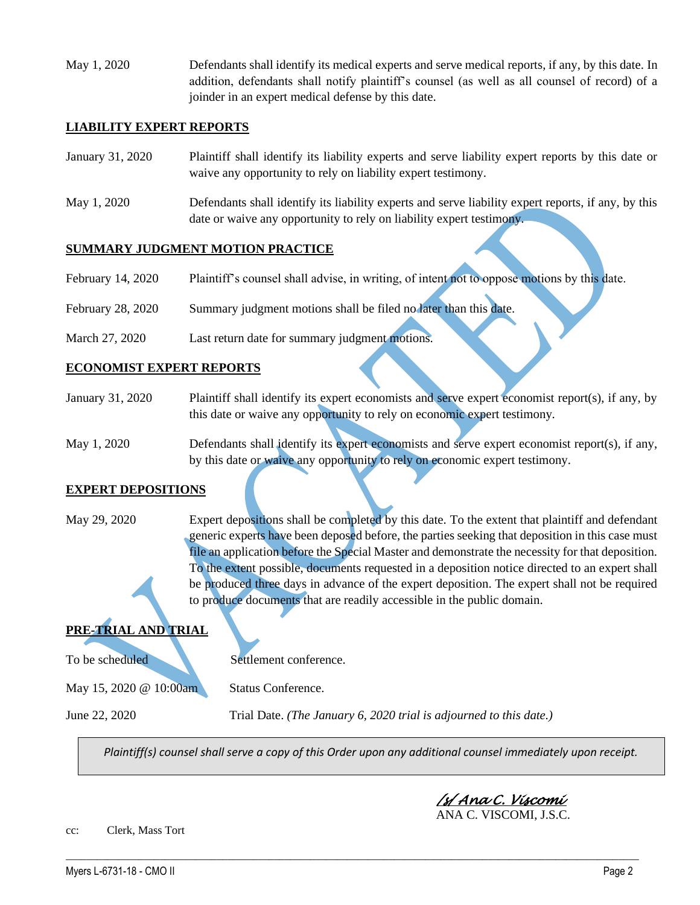| | |
|---|---|
| May 1, 2020 | Defendants shall identify its medical experts and serve medical reports, if any, by this date. In addition, defendants shall notify plaintiff's counsel (as well as all counsel of record) of a joinder in an expert medical defense by this date. |

**LIABILITY EXPERT REPORTS**

| | |
|---|---|
| January 31, 2020 | Plaintiff shall identify its liability experts and serve liability expert reports by this date or waive any opportunity to rely on liability expert testimony. |
| May 1, 2020 | Defendants shall identify its liability experts and serve liability expert reports, if any, by this date or waive any opportunity to rely on liability expert testimony. |

**SUMMARY JUDGMENT MOTION PRACTICE**

| | |
|---|---|
| February 14, 2020 | Plaintiff's counsel shall advise, in writing, of intent not to oppose motions by this date. |
| February 28, 2020 | Summary judgment motions shall be filed no later than this date. |
| March 27, 2020 | Last return date for summary judgment motions. |

**ECONOMIST EXPERT REPORTS**

| | |
|---|---|
| January 31, 2020 | Plaintiff shall identify its expert economists and serve expert economist report(s), if any, by this date or waive any opportunity to rely on economic expert testimony. |
| May 1, 2020 | Defendants shall identify its expert economists and serve expert economist report(s), if any, by this date or waive any opportunity to rely on economic expert testimony. |

**EXPERT DEPOSITIONS**

| | |
|---|---|
| May 29, 2020 | Expert depositions shall be completed by this date. To the extent that plaintiff and defendant generic experts have been deposed before, the parties seeking that deposition in this case must file an application before the Special Master and demonstrate the necessity for that deposition. To the extent possible, documents requested in a deposition notice directed to an expert shall be produced three days in advance of the expert deposition. The expert shall not be required to produce documents that are readily accessible in the public domain. |

**PRE-TRIAL AND TRIAL**

| | |
|---|---|
| To be scheduled | Settlement conference. |
| May 15, 2020 @ 10:00am | Status Conference. |
| June 22, 2020 | Trial Date. *(The January 6, 2020 trial is adjourned to this date.)* |

*Plaintiff(s) counsel shall serve a copy of this Order upon any additional counsel immediately upon receipt.*

/s/ Ana C. Viscomi
ANA C. VISCOMI, J.S.C.

cc: Clerk, Mass Tort

VACATED